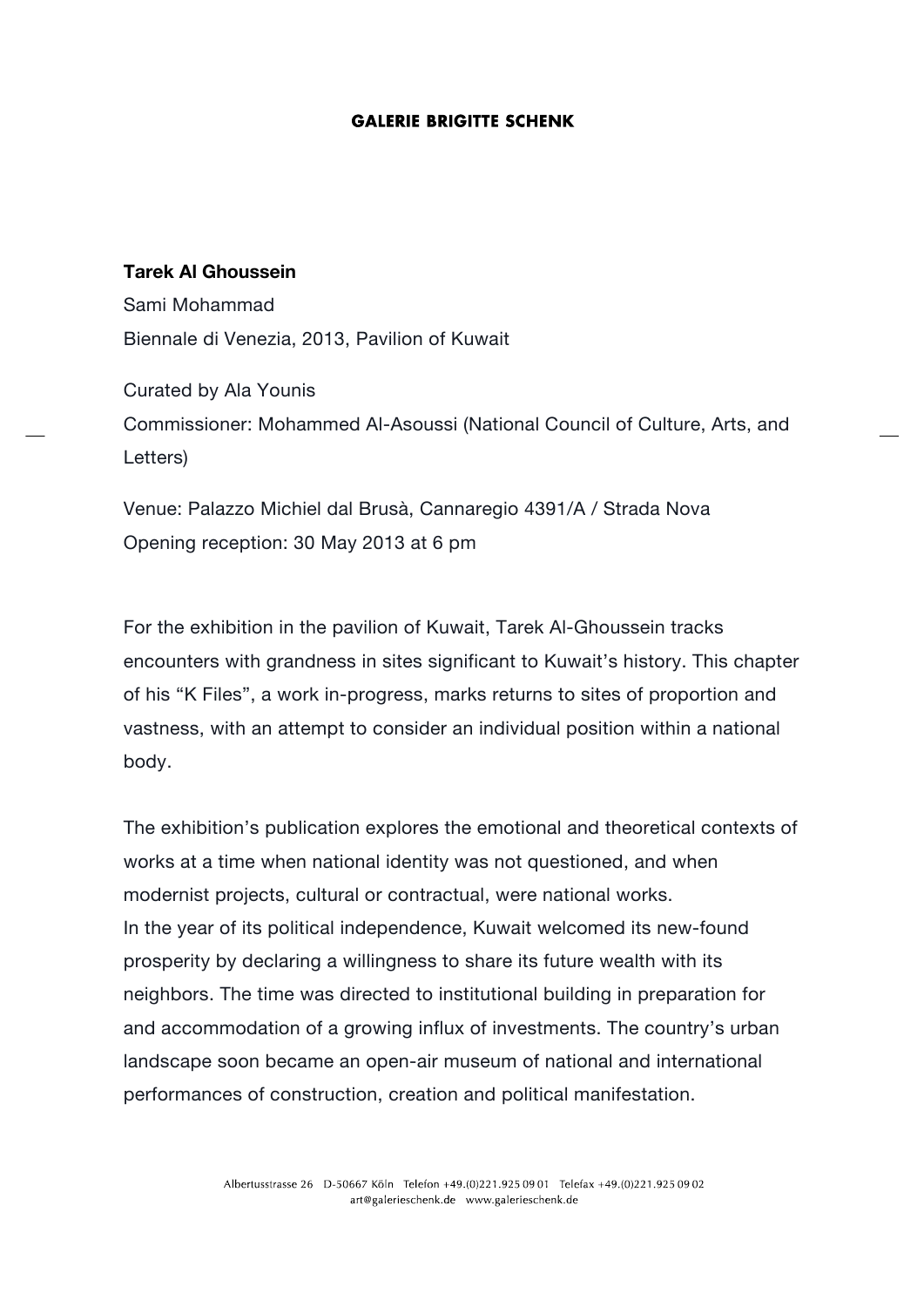**Tarek Al Ghoussein**

Sami Mohammad

Biennale di Venezia, 2013, Pavilion of Kuwait

Curated by Ala Younis

Commissioner: Mohammed Al-Asoussi (National Council of Culture, Arts, and Letters)

Venue: Palazzo Michiel dal Brusà, Cannaregio 4391/A / Strada Nova

Opening reception: 30 May 2013 at 6 pm

For the exhibition in the pavilion of Kuwait, Tarek Al-Ghoussein tracks encounters with grandness in sites significant to Kuwait's history. This chapter of his "K Files", a work in-progress, marks returns to sites of proportion and vastness, with an attempt to consider an individual position within a national body.

The exhibition's publication explores the emotional and theoretical contexts of works at a time when national identity was not questioned, and when modernist projects, cultural or contractual, were national works.
In the year of its political independence, Kuwait welcomed its new-found prosperity by declaring a willingness to share its future wealth with its neighbors. The time was directed to institutional building in preparation for and accommodation of a growing influx of investments. The country's urban landscape soon became an open-air museum of national and international performances of construction, creation and political manifestation.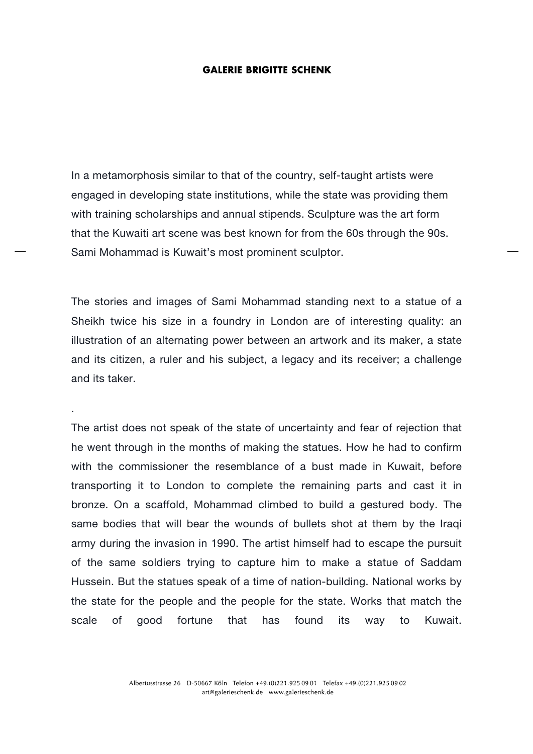In a metamorphosis similar to that of the country, self-taught artists were engaged in developing state institutions, while the state was providing them with training scholarships and annual stipends. Sculpture was the art form that the Kuwaiti art scene was best known for from the 60s through the 90s. Sami Mohammad is Kuwait's most prominent sculptor.

The stories and images of Sami Mohammad standing next to a statue of a Sheikh twice his size in a foundry in London are of interesting quality: an illustration of an alternating power between an artwork and its maker, a state and its citizen, a ruler and his subject, a legacy and its receiver; a challenge and its taker.

.

The artist does not speak of the state of uncertainty and fear of rejection that he went through in the months of making the statues. How he had to confirm with the commissioner the resemblance of a bust made in Kuwait, before transporting it to London to complete the remaining parts and cast it in bronze. On a scaffold, Mohammad climbed to build a gestured body. The same bodies that will bear the wounds of bullets shot at them by the Iraqi army during the invasion in 1990. The artist himself had to escape the pursuit of the same soldiers trying to capture him to make a statue of Saddam Hussein. But the statues speak of a time of nation-building. National works by the state for the people and the people for the state. Works that match the scale of good fortune that has found its way to Kuwait.